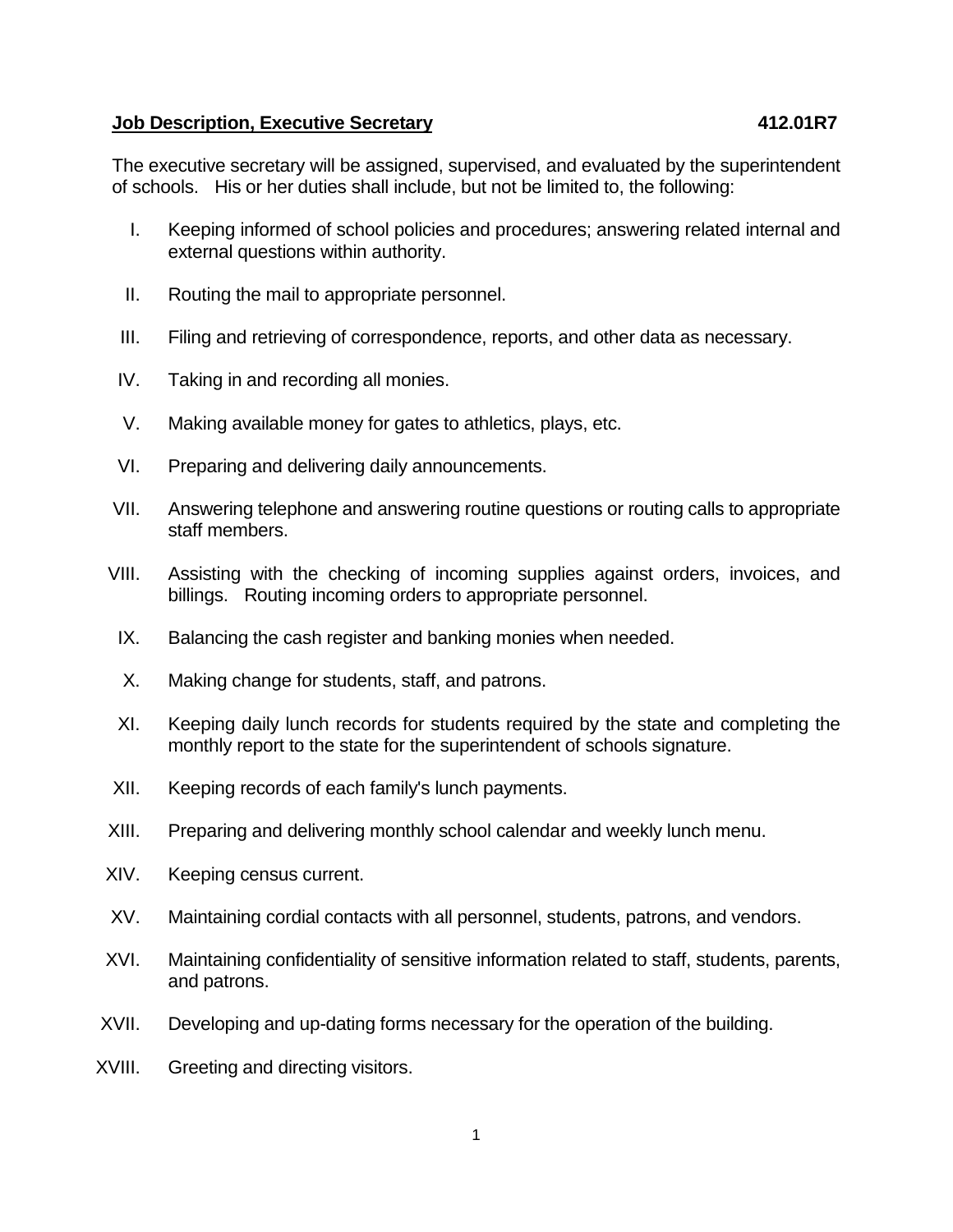**Job Description, Executive Secretary** **412.01R7**

The executive secretary will be assigned, supervised, and evaluated by the superintendent of schools. His or her duties shall include, but not be limited to, the following:

I. Keeping informed of school policies and procedures; answering related internal and external questions within authority.

II. Routing the mail to appropriate personnel.

III. Filing and retrieving of correspondence, reports, and other data as necessary.

IV. Taking in and recording all monies.

V. Making available money for gates to athletics, plays, etc.

VI. Preparing and delivering daily announcements.

VII. Answering telephone and answering routine questions or routing calls to appropriate staff members.

VIII. Assisting with the checking of incoming supplies against orders, invoices, and billings. Routing incoming orders to appropriate personnel.

IX. Balancing the cash register and banking monies when needed.

X. Making change for students, staff, and patrons.

XI. Keeping daily lunch records for students required by the state and completing the monthly report to the state for the superintendent of schools signature.

XII. Keeping records of each family's lunch payments.

XIII. Preparing and delivering monthly school calendar and weekly lunch menu.

XIV. Keeping census current.

XV. Maintaining cordial contacts with all personnel, students, patrons, and vendors.

XVI. Maintaining confidentiality of sensitive information related to staff, students, parents, and patrons.

XVII. Developing and up-dating forms necessary for the operation of the building.

XVIII. Greeting and directing visitors.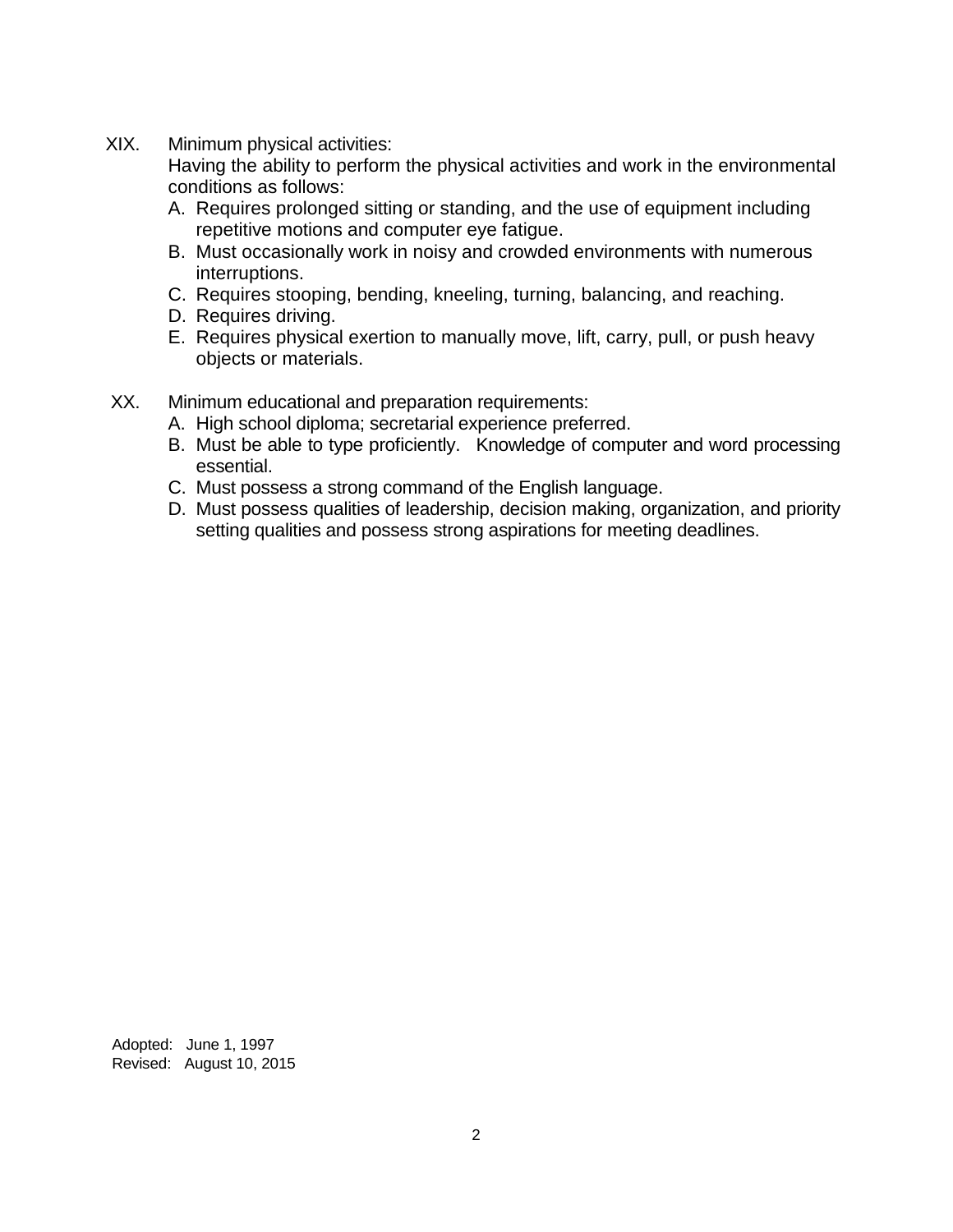XIX. Minimum physical activities:

Having the ability to perform the physical activities and work in the environmental conditions as follows:

A. Requires prolonged sitting or standing, and the use of equipment including repetitive motions and computer eye fatigue.
B. Must occasionally work in noisy and crowded environments with numerous interruptions.
C. Requires stooping, bending, kneeling, turning, balancing, and reaching.
D. Requires driving.
E. Requires physical exertion to manually move, lift, carry, pull, or push heavy objects or materials.

XX. Minimum educational and preparation requirements:

A. High school diploma; secretarial experience preferred.
B. Must be able to type proficiently. Knowledge of computer and word processing essential.
C. Must possess a strong command of the English language.
D. Must possess qualities of leadership, decision making, organization, and priority setting qualities and possess strong aspirations for meeting deadlines.

Adopted: June 1, 1997
Revised: August 10, 2015